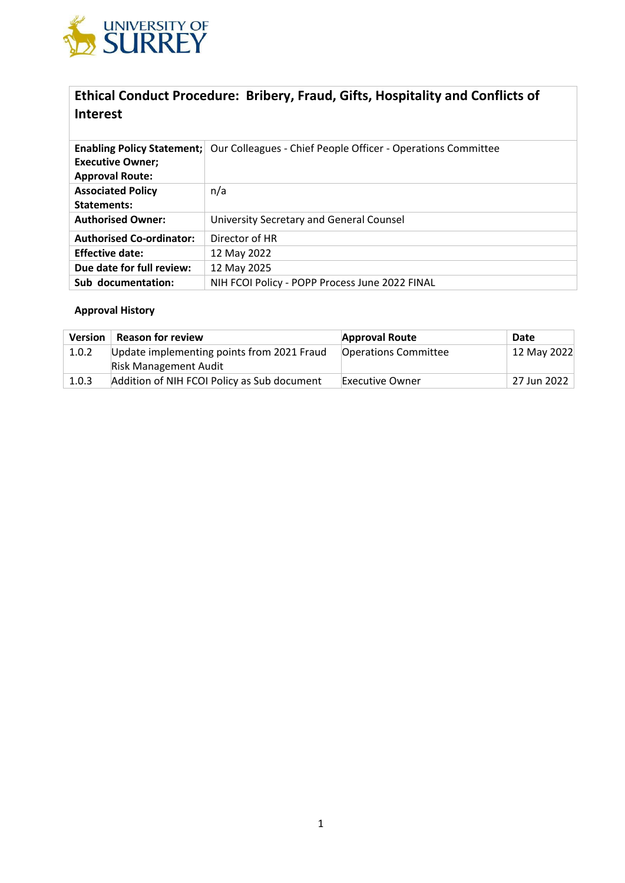# Ethical Conduct Procedure: Bribery, Fraud, Gifts, Hospitality and Conflicts of Interest

| | |
|---|---|
| **Enabling Policy Statement; Executive Owner; Approval Route:** | Our Colleagues - Chief People Officer - Operations Committee |
| **Associated Policy Statements:** | n/a |
| **Authorised Owner:** | University Secretary and General Counsel |
| **Authorised Co-ordinator:** | Director of HR |
| **Effective date:** | 12 May 2022 |
| **Due date for full review:** | 12 May 2025 |
| **Sub documentation:** | NIH FCOI Policy - POPP Process June 2022 FINAL |

**Approval History**

| Version | Reason for review | Approval Route | Date |
|---|---|---|---|
| 1.0.2 | Update implementing points from 2021 Fraud Risk Management Audit | Operations Committee | 12 May 2022 |
| 1.0.3 | Addition of NIH FCOI Policy as Sub document | Executive Owner | 27 Jun 2022 |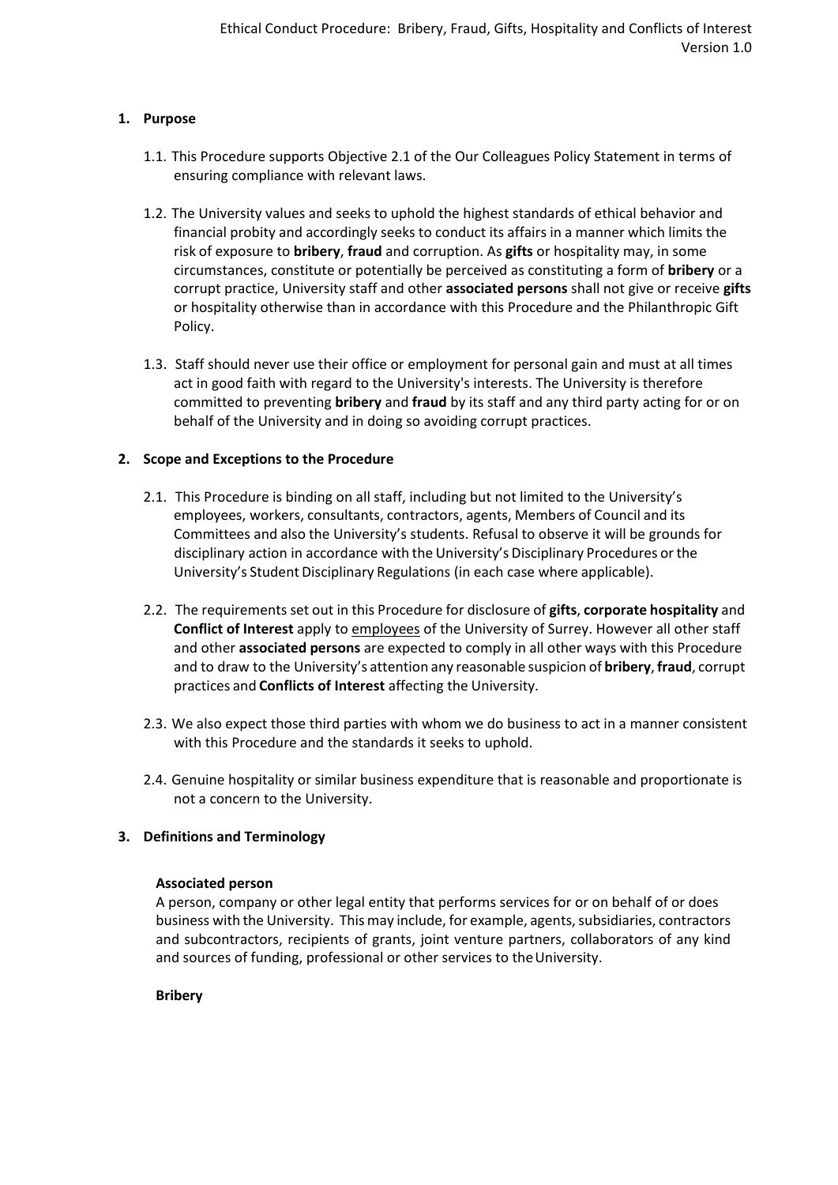## 1. Purpose

1.1. This Procedure supports Objective 2.1 of the Our Colleagues Policy Statement in terms of ensuring compliance with relevant laws.

1.2. The University values and seeks to uphold the highest standards of ethical behavior and financial probity and accordingly seeks to conduct its affairs in a manner which limits the risk of exposure to **bribery**, **fraud** and corruption. As **gifts** or hospitality may, in some circumstances, constitute or potentially be perceived as constituting a form of **bribery** or a corrupt practice, University staff and other **associated persons** shall not give or receive **gifts** or hospitality otherwise than in accordance with this Procedure and the Philanthropic Gift Policy.

1.3. Staff should never use their office or employment for personal gain and must at all times act in good faith with regard to the University's interests. The University is therefore committed to preventing **bribery** and **fraud** by its staff and any third party acting for or on behalf of the University and in doing so avoiding corrupt practices.

## 2. Scope and Exceptions to the Procedure

2.1. This Procedure is binding on all staff, including but not limited to the University's employees, workers, consultants, contractors, agents, Members of Council and its Committees and also the University's students. Refusal to observe it will be grounds for disciplinary action in accordance with the University's Disciplinary Procedures or the University's Student Disciplinary Regulations (in each case where applicable).

2.2. The requirements set out in this Procedure for disclosure of **gifts**, **corporate hospitality** and **Conflict of Interest** apply to <u>employees</u> of the University of Surrey. However all other staff and other **associated persons** are expected to comply in all other ways with this Procedure and to draw to the University's attention any reasonable suspicion of **bribery**, **fraud**, corrupt practices and **Conflicts of Interest** affecting the University.

2.3. We also expect those third parties with whom we do business to act in a manner consistent with this Procedure and the standards it seeks to uphold.

2.4. Genuine hospitality or similar business expenditure that is reasonable and proportionate is not a concern to the University.

## 3. Definitions and Terminology

**Associated person**

A person, company or other legal entity that performs services for or on behalf of or does business with the University. This may include, for example, agents, subsidiaries, contractors and subcontractors, recipients of grants, joint venture partners, collaborators of any kind and sources of funding, professional or other services to the University.

**Bribery**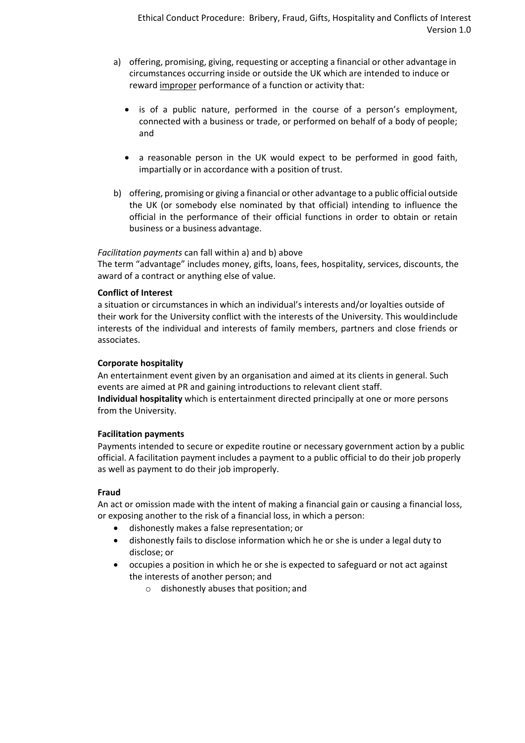a) offering, promising, giving, requesting or accepting a financial or other advantage in circumstances occurring inside or outside the UK which are intended to induce or reward improper performance of a function or activity that:

   - is of a public nature, performed in the course of a person's employment, connected with a business or trade, or performed on behalf of a body of people; and

   - a reasonable person in the UK would expect to be performed in good faith, impartially or in accordance with a position of trust.

b) offering, promising or giving a financial or other advantage to a public official outside the UK (or somebody else nominated by that official) intending to influence the official in the performance of their official functions in order to obtain or retain business or a business advantage.

*Facilitation payments* can fall within a) and b) above
The term "advantage" includes money, gifts, loans, fees, hospitality, services, discounts, the award of a contract or anything else of value.

**Conflict of Interest**
a situation or circumstances in which an individual's interests and/or loyalties outside of their work for the University conflict with the interests of the University. This would include interests of the individual and interests of family members, partners and close friends or associates.

**Corporate hospitality**
An entertainment event given by an organisation and aimed at its clients in general. Such events are aimed at PR and gaining introductions to relevant client staff.
**Individual hospitality** which is entertainment directed principally at one or more persons from the University.

**Facilitation payments**
Payments intended to secure or expedite routine or necessary government action by a public official. A facilitation payment includes a payment to a public official to do their job properly as well as payment to do their job improperly.

**Fraud**
An act or omission made with the intent of making a financial gain or causing a financial loss, or exposing another to the risk of a financial loss, in which a person:

- dishonestly makes a false representation; or
- dishonestly fails to disclose information which he or she is under a legal duty to disclose; or
- occupies a position in which he or she is expected to safeguard or not act against the interests of another person; and
  - dishonestly abuses that position; and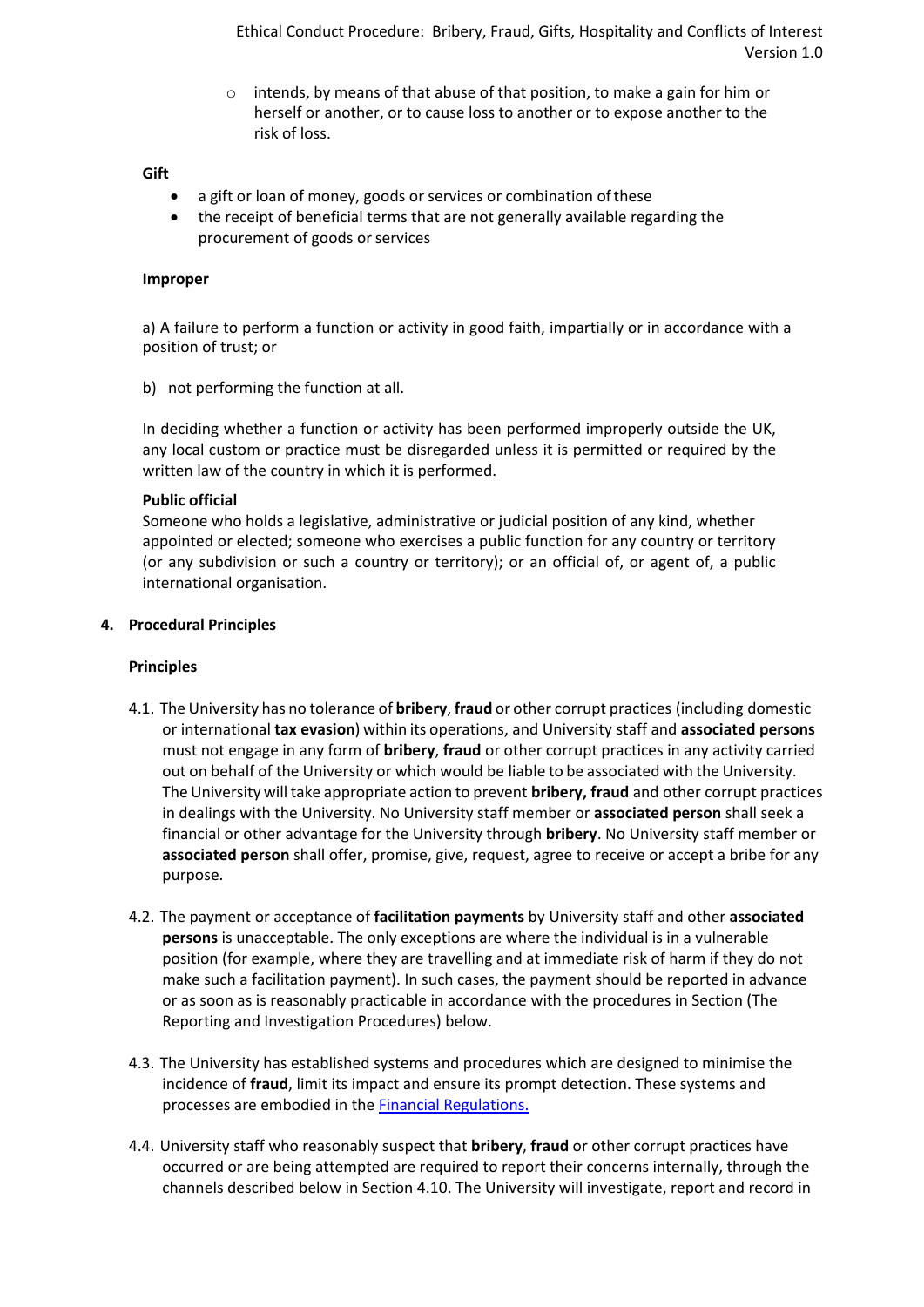- intends, by means of that abuse of that position, to make a gain for him or herself or another, or to cause loss to another or to expose another to the risk of loss.

**Gift**

- a gift or loan of money, goods or services or combination of these
- the receipt of beneficial terms that are not generally available regarding the procurement of goods or services

**Improper**

a) A failure to perform a function or activity in good faith, impartially or in accordance with a position of trust; or

b) not performing the function at all.

In deciding whether a function or activity has been performed improperly outside the UK, any local custom or practice must be disregarded unless it is permitted or required by the written law of the country in which it is performed.

**Public official**
Someone who holds a legislative, administrative or judicial position of any kind, whether appointed or elected; someone who exercises a public function for any country or territory (or any subdivision or such a country or territory); or an official of, or agent of, a public international organisation.

## 4. Procedural Principles

### Principles

4.1. The University has no tolerance of **bribery**, **fraud** or other corrupt practices (including domestic or international **tax evasion**) within its operations, and University staff and **associated persons** must not engage in any form of **bribery**, **fraud** or other corrupt practices in any activity carried out on behalf of the University or which would be liable to be associated with the University. The University will take appropriate action to prevent **bribery, fraud** and other corrupt practices in dealings with the University. No University staff member or **associated person** shall seek a financial or other advantage for the University through **bribery**. No University staff member or **associated person** shall offer, promise, give, request, agree to receive or accept a bribe for any purpose.

4.2. The payment or acceptance of **facilitation payments** by University staff and other **associated persons** is unacceptable. The only exceptions are where the individual is in a vulnerable position (for example, where they are travelling and at immediate risk of harm if they do not make such a facilitation payment). In such cases, the payment should be reported in advance or as soon as is reasonably practicable in accordance with the procedures in Section (The Reporting and Investigation Procedures) below.

4.3. The University has established systems and procedures which are designed to minimise the incidence of **fraud**, limit its impact and ensure its prompt detection. These systems and processes are embodied in the [Financial Regulations.]()

4.4. University staff who reasonably suspect that **bribery**, **fraud** or other corrupt practices have occurred or are being attempted are required to report their concerns internally, through the channels described below in Section 4.10. The University will investigate, report and record in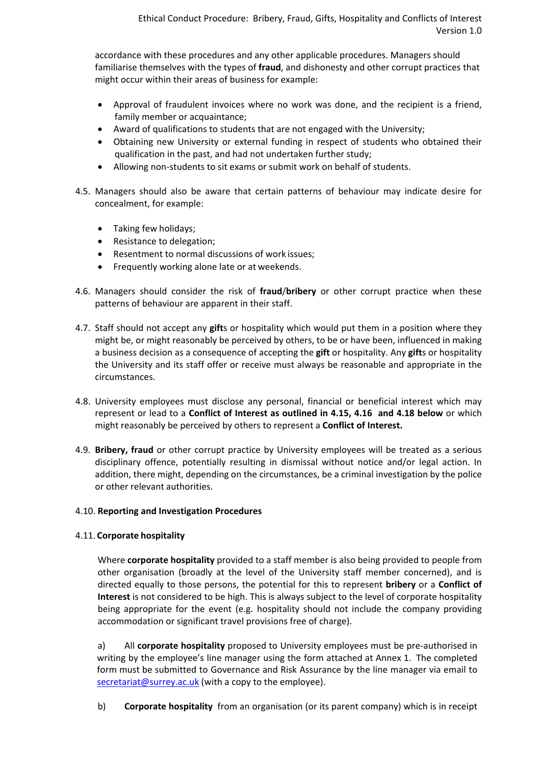accordance with these procedures and any other applicable procedures. Managers should familiarise themselves with the types of **fraud**, and dishonesty and other corrupt practices that might occur within their areas of business for example:

- Approval of fraudulent invoices where no work was done, and the recipient is a friend, family member or acquaintance;
- Award of qualifications to students that are not engaged with the University;
- Obtaining new University or external funding in respect of students who obtained their qualification in the past, and had not undertaken further study;
- Allowing non-students to sit exams or submit work on behalf of students.

4.5. Managers should also be aware that certain patterns of behaviour may indicate desire for concealment, for example:

- Taking few holidays;
- Resistance to delegation;
- Resentment to normal discussions of work issues;
- Frequently working alone late or at weekends.

4.6. Managers should consider the risk of **fraud**/**bribery** or other corrupt practice when these patterns of behaviour are apparent in their staff.

4.7. Staff should not accept any **gift**s or hospitality which would put them in a position where they might be, or might reasonably be perceived by others, to be or have been, influenced in making a business decision as a consequence of accepting the **gift** or hospitality. Any **gift**s or hospitality the University and its staff offer or receive must always be reasonable and appropriate in the circumstances.

4.8. University employees must disclose any personal, financial or beneficial interest which may represent or lead to a **Conflict of Interest as outlined in 4.15, 4.16 and 4.18 below** or which might reasonably be perceived by others to represent a **Conflict of Interest.**

4.9. **Bribery, fraud** or other corrupt practice by University employees will be treated as a serious disciplinary offence, potentially resulting in dismissal without notice and/or legal action. In addition, there might, depending on the circumstances, be a criminal investigation by the police or other relevant authorities.

4.10. **Reporting and Investigation Procedures**

4.11. **Corporate hospitality**

Where **corporate hospitality** provided to a staff member is also being provided to people from other organisation (broadly at the level of the University staff member concerned), and is directed equally to those persons, the potential for this to represent **bribery** or a **Conflict of Interest** is not considered to be high. This is always subject to the level of corporate hospitality being appropriate for the event (e.g. hospitality should not include the company providing accommodation or significant travel provisions free of charge).

a) All **corporate hospitality** proposed to University employees must be pre-authorised in writing by the employee's line manager using the form attached at Annex 1. The completed form must be submitted to Governance and Risk Assurance by the line manager via email to secretariat@surrey.ac.uk (with a copy to the employee).

b) **Corporate hospitality** from an organisation (or its parent company) which is in receipt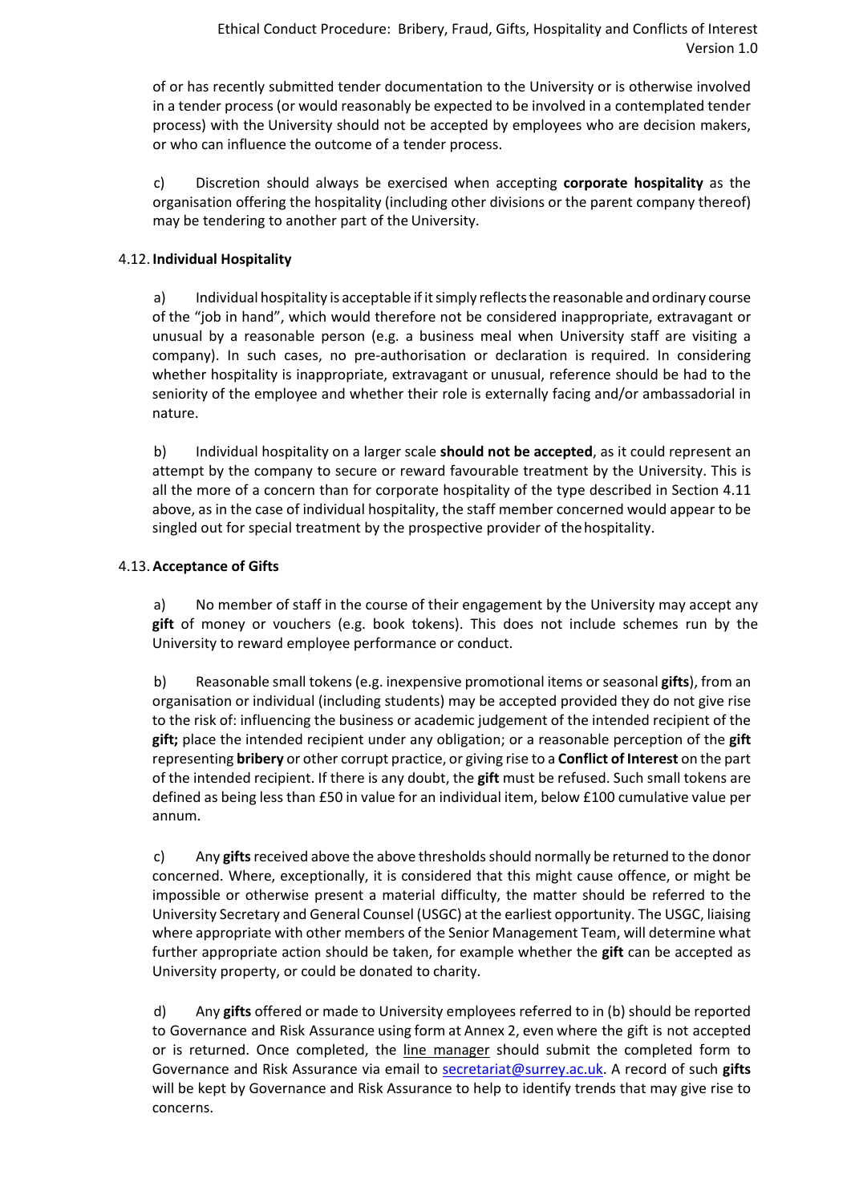of or has recently submitted tender documentation to the University or is otherwise involved in a tender process (or would reasonably be expected to be involved in a contemplated tender process) with the University should not be accepted by employees who are decision makers, or who can influence the outcome of a tender process.

c) Discretion should always be exercised when accepting **corporate hospitality** as the organisation offering the hospitality (including other divisions or the parent company thereof) may be tendering to another part of the University.

### 4.12. Individual Hospitality

a) Individual hospitality is acceptable if it simply reflects the reasonable and ordinary course of the "job in hand", which would therefore not be considered inappropriate, extravagant or unusual by a reasonable person (e.g. a business meal when University staff are visiting a company). In such cases, no pre-authorisation or declaration is required. In considering whether hospitality is inappropriate, extravagant or unusual, reference should be had to the seniority of the employee and whether their role is externally facing and/or ambassadorial in nature.

b) Individual hospitality on a larger scale **should not be accepted**, as it could represent an attempt by the company to secure or reward favourable treatment by the University. This is all the more of a concern than for corporate hospitality of the type described in Section 4.11 above, as in the case of individual hospitality, the staff member concerned would appear to be singled out for special treatment by the prospective provider of the hospitality.

### 4.13. Acceptance of Gifts

a) No member of staff in the course of their engagement by the University may accept any **gift** of money or vouchers (e.g. book tokens). This does not include schemes run by the University to reward employee performance or conduct.

b) Reasonable small tokens (e.g. inexpensive promotional items or seasonal **gifts**), from an organisation or individual (including students) may be accepted provided they do not give rise to the risk of: influencing the business or academic judgement of the intended recipient of the **gift;** place the intended recipient under any obligation; or a reasonable perception of the **gift** representing **bribery** or other corrupt practice, or giving rise to a **Conflict of Interest** on the part of the intended recipient. If there is any doubt, the **gift** must be refused. Such small tokens are defined as being less than £50 in value for an individual item, below £100 cumulative value per annum.

c) Any **gifts** received above the above thresholds should normally be returned to the donor concerned. Where, exceptionally, it is considered that this might cause offence, or might be impossible or otherwise present a material difficulty, the matter should be referred to the University Secretary and General Counsel (USGC) at the earliest opportunity. The USGC, liaising where appropriate with other members of the Senior Management Team, will determine what further appropriate action should be taken, for example whether the **gift** can be accepted as University property, or could be donated to charity.

d) Any **gifts** offered or made to University employees referred to in (b) should be reported to Governance and Risk Assurance using form at Annex 2, even where the gift is not accepted or is returned. Once completed, the line manager should submit the completed form to Governance and Risk Assurance via email to secretariat@surrey.ac.uk. A record of such **gifts** will be kept by Governance and Risk Assurance to help to identify trends that may give rise to concerns.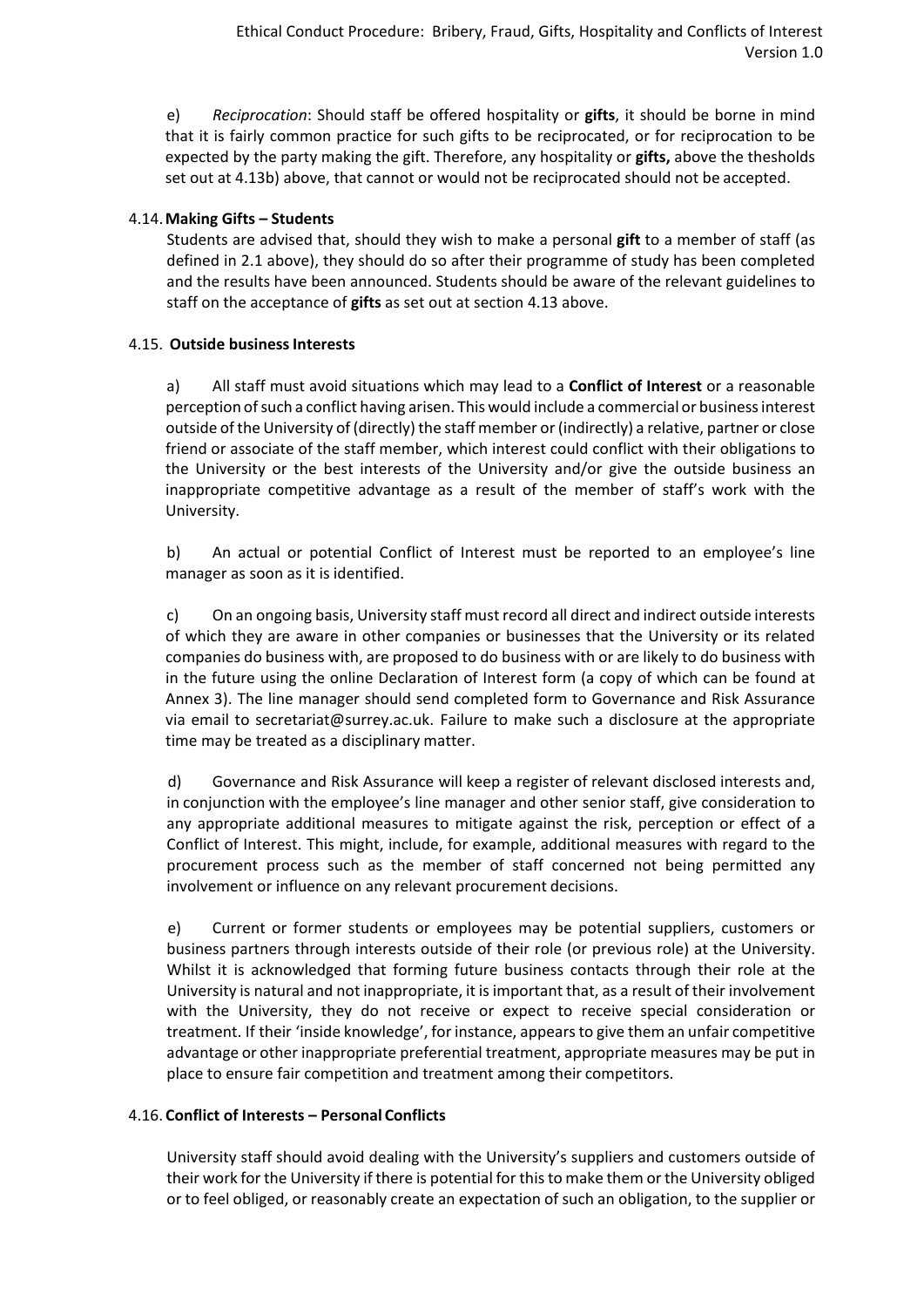e) *Reciprocation*: Should staff be offered hospitality or **gifts**, it should be borne in mind that it is fairly common practice for such gifts to be reciprocated, or for reciprocation to be expected by the party making the gift. Therefore, any hospitality or **gifts,** above the thesholds set out at 4.13b) above, that cannot or would not be reciprocated should not be accepted.

### 4.14. Making Gifts – Students

Students are advised that, should they wish to make a personal **gift** to a member of staff (as defined in 2.1 above), they should do so after their programme of study has been completed and the results have been announced. Students should be aware of the relevant guidelines to staff on the acceptance of **gifts** as set out at section 4.13 above.

### 4.15. Outside business Interests

a) All staff must avoid situations which may lead to a **Conflict of Interest** or a reasonable perception of such a conflict having arisen. This would include a commercial or business interest outside of the University of (directly) the staff member or (indirectly) a relative, partner or close friend or associate of the staff member, which interest could conflict with their obligations to the University or the best interests of the University and/or give the outside business an inappropriate competitive advantage as a result of the member of staff's work with the University.

b) An actual or potential Conflict of Interest must be reported to an employee's line manager as soon as it is identified.

c) On an ongoing basis, University staff must record all direct and indirect outside interests of which they are aware in other companies or businesses that the University or its related companies do business with, are proposed to do business with or are likely to do business with in the future using the online Declaration of Interest form (a copy of which can be found at Annex 3). The line manager should send completed form to Governance and Risk Assurance via email to secretariat@surrey.ac.uk. Failure to make such a disclosure at the appropriate time may be treated as a disciplinary matter.

d) Governance and Risk Assurance will keep a register of relevant disclosed interests and, in conjunction with the employee's line manager and other senior staff, give consideration to any appropriate additional measures to mitigate against the risk, perception or effect of a Conflict of Interest. This might, include, for example, additional measures with regard to the procurement process such as the member of staff concerned not being permitted any involvement or influence on any relevant procurement decisions.

e) Current or former students or employees may be potential suppliers, customers or business partners through interests outside of their role (or previous role) at the University. Whilst it is acknowledged that forming future business contacts through their role at the University is natural and not inappropriate, it is important that, as a result of their involvement with the University, they do not receive or expect to receive special consideration or treatment. If their 'inside knowledge', for instance, appears to give them an unfair competitive advantage or other inappropriate preferential treatment, appropriate measures may be put in place to ensure fair competition and treatment among their competitors.

### 4.16. Conflict of Interests – Personal Conflicts

University staff should avoid dealing with the University's suppliers and customers outside of their work for the University if there is potential for this to make them or the University obliged or to feel obliged, or reasonably create an expectation of such an obligation, to the supplier or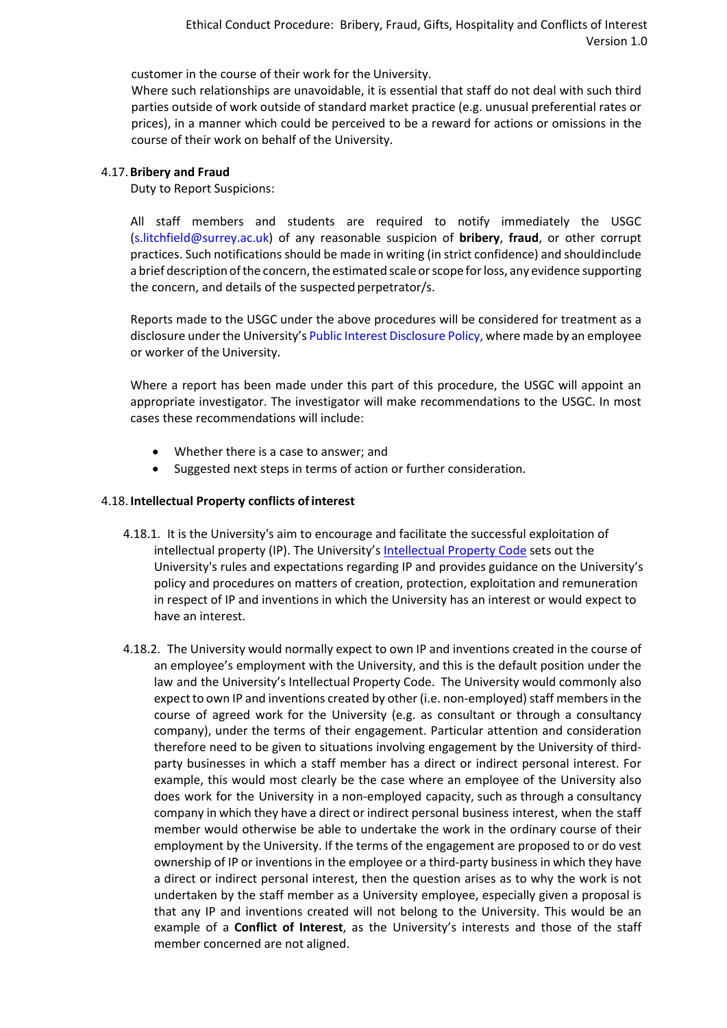customer in the course of their work for the University.

Where such relationships are unavoidable, it is essential that staff do not deal with such third parties outside of work outside of standard market practice (e.g. unusual preferential rates or prices), in a manner which could be perceived to be a reward for actions or omissions in the course of their work on behalf of the University.

4.17. **Bribery and Fraud**

Duty to Report Suspicions:

All staff members and students are required to notify immediately the USGC (s.litchfield@surrey.ac.uk) of any reasonable suspicion of **bribery**, **fraud**, or other corrupt practices. Such notifications should be made in writing (in strict confidence) and should include a brief description of the concern, the estimated scale or scope for loss, any evidence supporting the concern, and details of the suspected perpetrator/s.

Reports made to the USGC under the above procedures will be considered for treatment as a disclosure under the University's Public Interest Disclosure Policy, where made by an employee or worker of the University.

Where a report has been made under this part of this procedure, the USGC will appoint an appropriate investigator. The investigator will make recommendations to the USGC. In most cases these recommendations will include:

- Whether there is a case to answer; and
- Suggested next steps in terms of action or further consideration.

4.18. **Intellectual Property conflicts of interest**

4.18.1. It is the University's aim to encourage and facilitate the successful exploitation of intellectual property (IP). The University's Intellectual Property Code sets out the University's rules and expectations regarding IP and provides guidance on the University's policy and procedures on matters of creation, protection, exploitation and remuneration in respect of IP and inventions in which the University has an interest or would expect to have an interest.

4.18.2. The University would normally expect to own IP and inventions created in the course of an employee's employment with the University, and this is the default position under the law and the University's Intellectual Property Code. The University would commonly also expect to own IP and inventions created by other (i.e. non-employed) staff members in the course of agreed work for the University (e.g. as consultant or through a consultancy company), under the terms of their engagement. Particular attention and consideration therefore need to be given to situations involving engagement by the University of third-party businesses in which a staff member has a direct or indirect personal interest. For example, this would most clearly be the case where an employee of the University also does work for the University in a non-employed capacity, such as through a consultancy company in which they have a direct or indirect personal business interest, when the staff member would otherwise be able to undertake the work in the ordinary course of their employment by the University. If the terms of the engagement are proposed to or do vest ownership of IP or inventions in the employee or a third-party business in which they have a direct or indirect personal interest, then the question arises as to why the work is not undertaken by the staff member as a University employee, especially given a proposal is that any IP and inventions created will not belong to the University. This would be an example of a **Conflict of Interest**, as the University's interests and those of the staff member concerned are not aligned.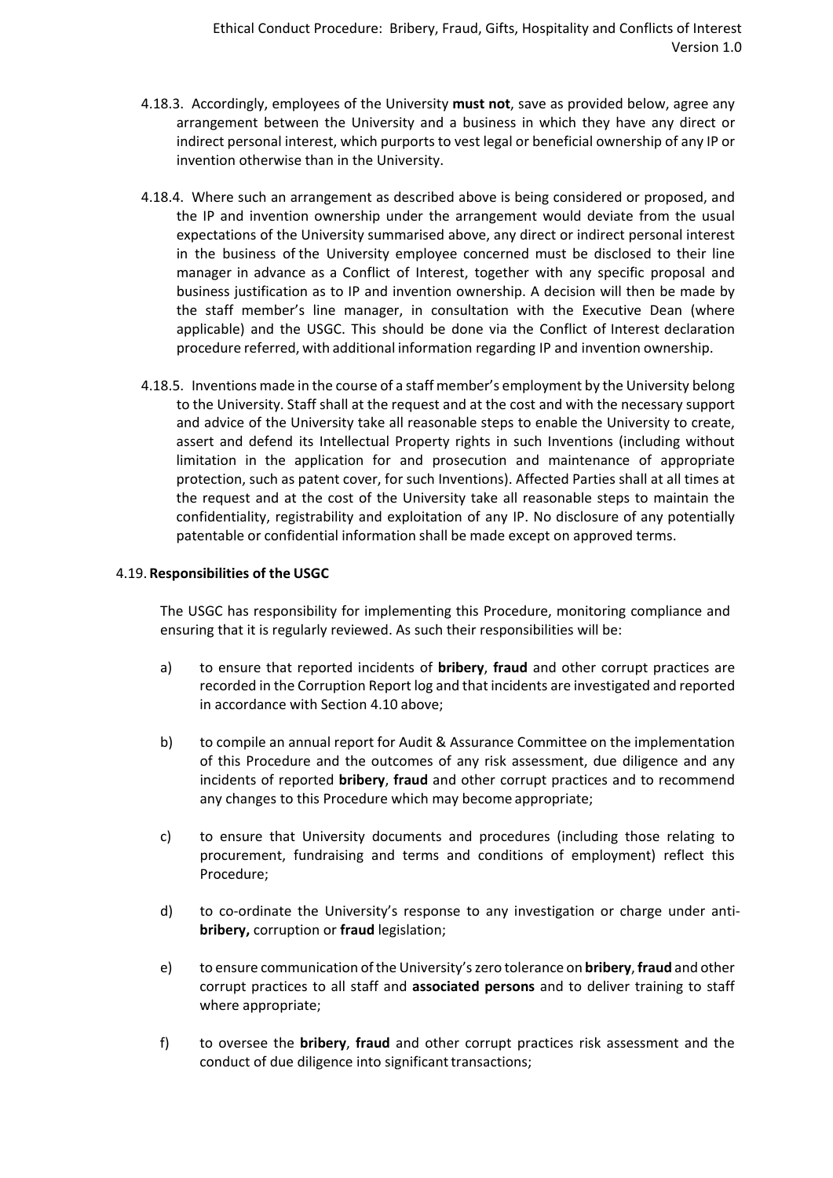4.18.3. Accordingly, employees of the University **must not**, save as provided below, agree any arrangement between the University and a business in which they have any direct or indirect personal interest, which purports to vest legal or beneficial ownership of any IP or invention otherwise than in the University.

4.18.4. Where such an arrangement as described above is being considered or proposed, and the IP and invention ownership under the arrangement would deviate from the usual expectations of the University summarised above, any direct or indirect personal interest in the business of the University employee concerned must be disclosed to their line manager in advance as a Conflict of Interest, together with any specific proposal and business justification as to IP and invention ownership. A decision will then be made by the staff member's line manager, in consultation with the Executive Dean (where applicable) and the USGC. This should be done via the Conflict of Interest declaration procedure referred, with additional information regarding IP and invention ownership.

4.18.5. Inventions made in the course of a staff member's employment by the University belong to the University. Staff shall at the request and at the cost and with the necessary support and advice of the University take all reasonable steps to enable the University to create, assert and defend its Intellectual Property rights in such Inventions (including without limitation in the application for and prosecution and maintenance of appropriate protection, such as patent cover, for such Inventions). Affected Parties shall at all times at the request and at the cost of the University take all reasonable steps to maintain the confidentiality, registrability and exploitation of any IP. No disclosure of any potentially patentable or confidential information shall be made except on approved terms.

### 4.19. Responsibilities of the USGC

The USGC has responsibility for implementing this Procedure, monitoring compliance and ensuring that it is regularly reviewed. As such their responsibilities will be:

a) to ensure that reported incidents of **bribery**, **fraud** and other corrupt practices are recorded in the Corruption Report log and that incidents are investigated and reported in accordance with Section 4.10 above;

b) to compile an annual report for Audit & Assurance Committee on the implementation of this Procedure and the outcomes of any risk assessment, due diligence and any incidents of reported **bribery**, **fraud** and other corrupt practices and to recommend any changes to this Procedure which may become appropriate;

c) to ensure that University documents and procedures (including those relating to procurement, fundraising and terms and conditions of employment) reflect this Procedure;

d) to co-ordinate the University's response to any investigation or charge under anti-**bribery,** corruption or **fraud** legislation;

e) to ensure communication of the University's zero tolerance on **bribery**, **fraud** and other corrupt practices to all staff and **associated persons** and to deliver training to staff where appropriate;

f) to oversee the **bribery**, **fraud** and other corrupt practices risk assessment and the conduct of due diligence into significant transactions;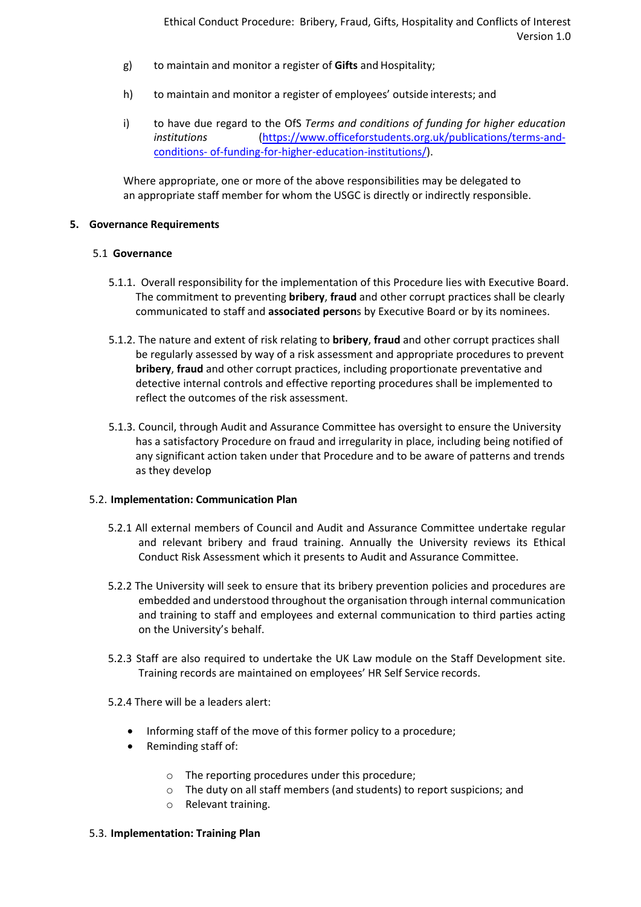g) to maintain and monitor a register of **Gifts** and Hospitality;

h) to maintain and monitor a register of employees' outside interests; and

i) to have due regard to the OfS *Terms and conditions of funding for higher education institutions* (https://www.officeforstudents.org.uk/publications/terms-and-conditions- of-funding-for-higher-education-institutions/).

Where appropriate, one or more of the above responsibilities may be delegated to an appropriate staff member for whom the USGC is directly or indirectly responsible.

## 5. Governance Requirements

### 5.1 Governance

5.1.1. Overall responsibility for the implementation of this Procedure lies with Executive Board. The commitment to preventing **bribery**, **fraud** and other corrupt practices shall be clearly communicated to staff and **associated person**s by Executive Board or by its nominees.

5.1.2. The nature and extent of risk relating to **bribery**, **fraud** and other corrupt practices shall be regularly assessed by way of a risk assessment and appropriate procedures to prevent **bribery**, **fraud** and other corrupt practices, including proportionate preventative and detective internal controls and effective reporting procedures shall be implemented to reflect the outcomes of the risk assessment.

5.1.3. Council, through Audit and Assurance Committee has oversight to ensure the University has a satisfactory Procedure on fraud and irregularity in place, including being notified of any significant action taken under that Procedure and to be aware of patterns and trends as they develop

### 5.2. Implementation: Communication Plan

5.2.1 All external members of Council and Audit and Assurance Committee undertake regular and relevant bribery and fraud training. Annually the University reviews its Ethical Conduct Risk Assessment which it presents to Audit and Assurance Committee.

5.2.2 The University will seek to ensure that its bribery prevention policies and procedures are embedded and understood throughout the organisation through internal communication and training to staff and employees and external communication to third parties acting on the University's behalf.

5.2.3 Staff are also required to undertake the UK Law module on the Staff Development site. Training records are maintained on employees' HR Self Service records.

5.2.4 There will be a leaders alert:

- Informing staff of the move of this former policy to a procedure;
- Reminding staff of:
  - The reporting procedures under this procedure;
  - The duty on all staff members (and students) to report suspicions; and
  - Relevant training.

### 5.3. Implementation: Training Plan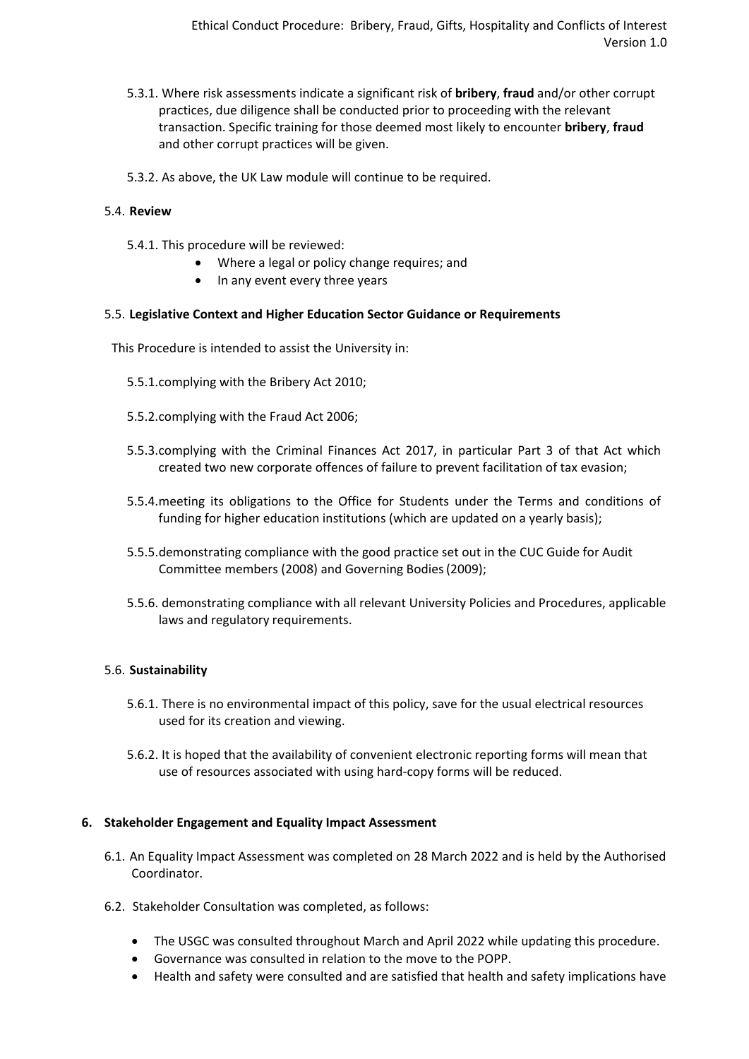5.3.1. Where risk assessments indicate a significant risk of **bribery**, **fraud** and/or other corrupt practices, due diligence shall be conducted prior to proceeding with the relevant transaction. Specific training for those deemed most likely to encounter **bribery**, **fraud** and other corrupt practices will be given.

5.3.2. As above, the UK Law module will continue to be required.

5.4. **Review**

5.4.1. This procedure will be reviewed:

- Where a legal or policy change requires; and
- In any event every three years

5.5. **Legislative Context and Higher Education Sector Guidance or Requirements**

This Procedure is intended to assist the University in:

5.5.1. complying with the Bribery Act 2010;

5.5.2. complying with the Fraud Act 2006;

5.5.3. complying with the Criminal Finances Act 2017, in particular Part 3 of that Act which created two new corporate offences of failure to prevent facilitation of tax evasion;

5.5.4. meeting its obligations to the Office for Students under the Terms and conditions of funding for higher education institutions (which are updated on a yearly basis);

5.5.5. demonstrating compliance with the good practice set out in the CUC Guide for Audit Committee members (2008) and Governing Bodies (2009);

5.5.6. demonstrating compliance with all relevant University Policies and Procedures, applicable laws and regulatory requirements.

5.6. **Sustainability**

5.6.1. There is no environmental impact of this policy, save for the usual electrical resources used for its creation and viewing.

5.6.2. It is hoped that the availability of convenient electronic reporting forms will mean that use of resources associated with using hard-copy forms will be reduced.

## 6. Stakeholder Engagement and Equality Impact Assessment

6.1. An Equality Impact Assessment was completed on 28 March 2022 and is held by the Authorised Coordinator.

6.2. Stakeholder Consultation was completed, as follows:

- The USGC was consulted throughout March and April 2022 while updating this procedure.
- Governance was consulted in relation to the move to the POPP.
- Health and safety were consulted and are satisfied that health and safety implications have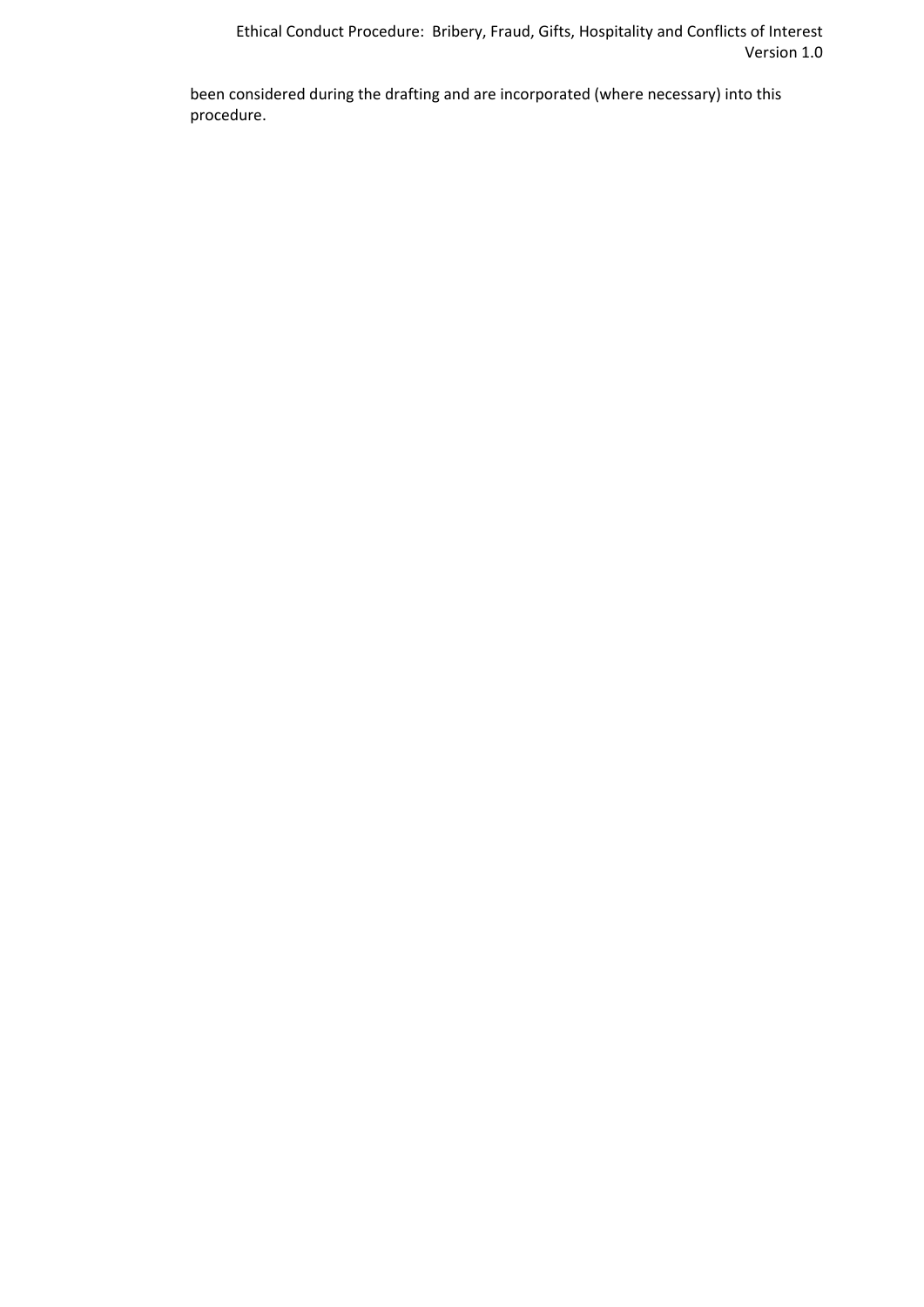been considered during the drafting and are incorporated (where necessary) into this procedure.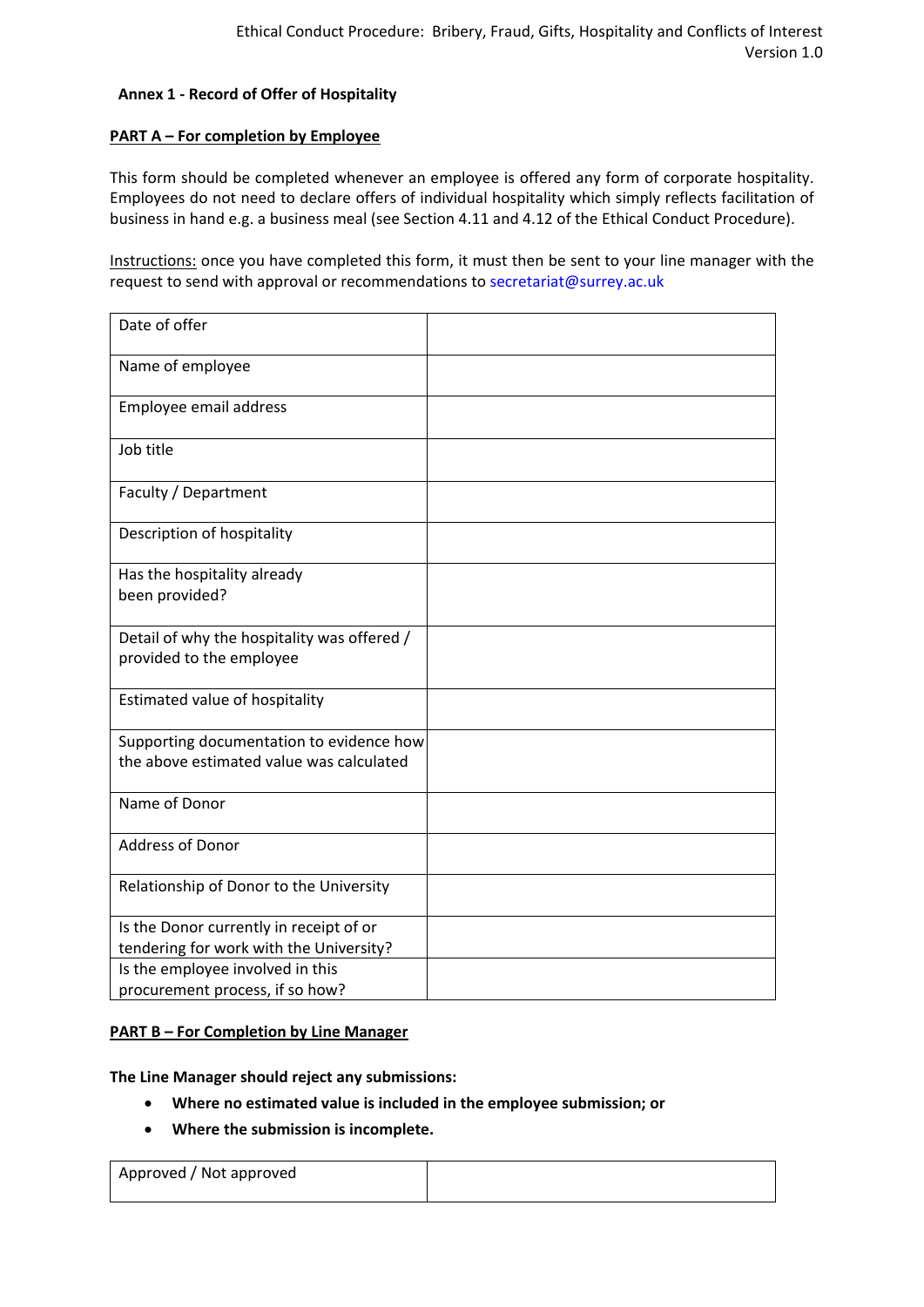### Annex 1 - Record of Offer of Hospitality

**PART A – For completion by Employee**

This form should be completed whenever an employee is offered any form of corporate hospitality. Employees do not need to declare offers of individual hospitality which simply reflects facilitation of business in hand e.g. a business meal (see Section 4.11 and 4.12 of the Ethical Conduct Procedure).

Instructions: once you have completed this form, it must then be sent to your line manager with the request to send with approval or recommendations to secretariat@surrey.ac.uk

| | |
|---|---|
| Date of offer | |
| Name of employee | |
| Employee email address | |
| Job title | |
| Faculty / Department | |
| Description of hospitality | |
| Has the hospitality already been provided? | |
| Detail of why the hospitality was offered / provided to the employee | |
| Estimated value of hospitality | |
| Supporting documentation to evidence how the above estimated value was calculated | |
| Name of Donor | |
| Address of Donor | |
| Relationship of Donor to the University | |
| Is the Donor currently in receipt of or tendering for work with the University? | |
| Is the employee involved in this procurement process, if so how? | |

**PART B – For Completion by Line Manager**

**The Line Manager should reject any submissions:**

- **Where no estimated value is included in the employee submission; or**
- **Where the submission is incomplete.**

| | |
|---|---|
| Approved / Not approved | |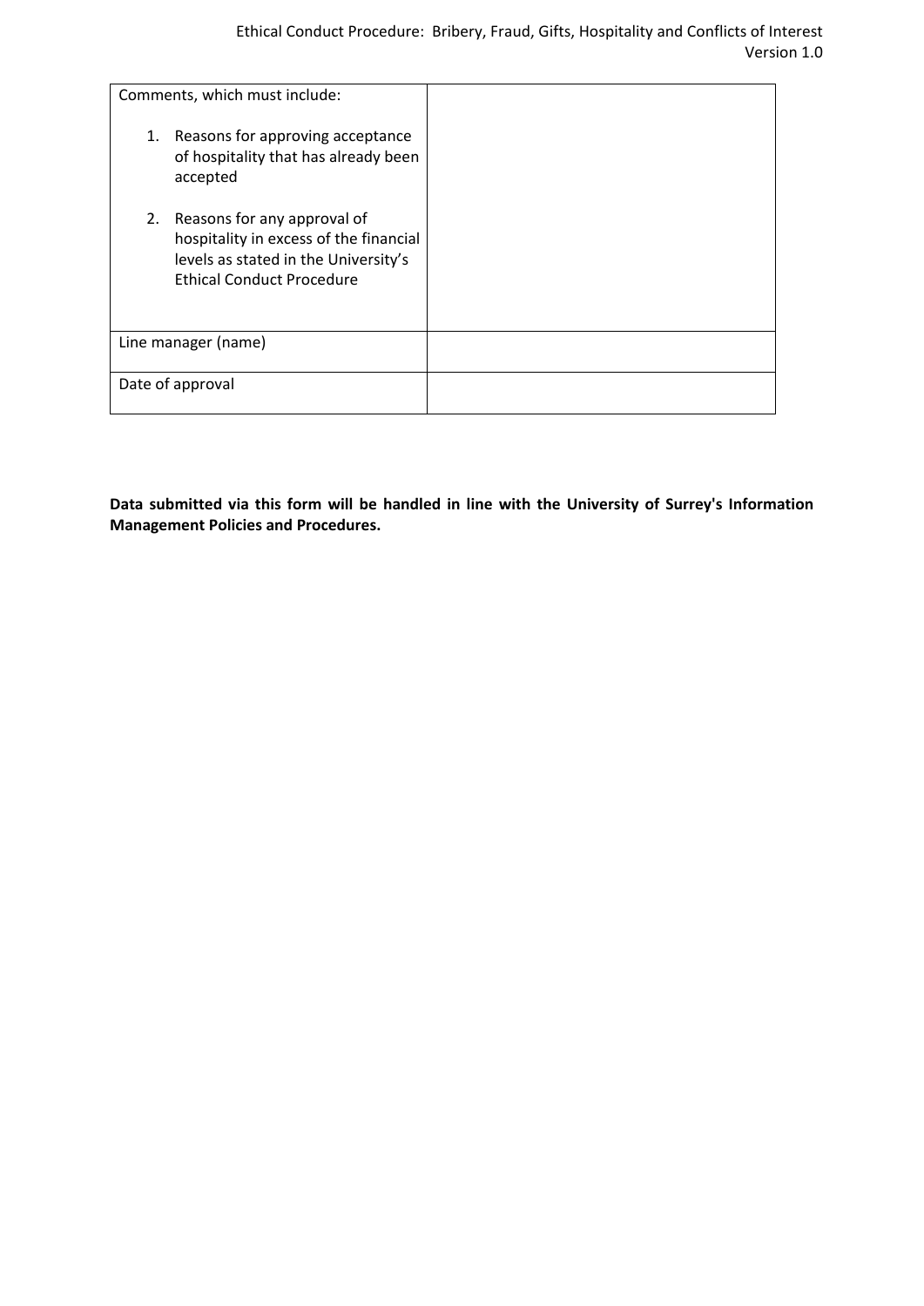| Comments, which must include:<br><br>1. Reasons for approving acceptance of hospitality that has already been accepted<br><br>2. Reasons for any approval of hospitality in excess of the financial levels as stated in the University's Ethical Conduct Procedure | |
|---|---|
| Line manager (name) | |
| Date of approval | |

**Data submitted via this form will be handled in line with the University of Surrey's Information Management Policies and Procedures.**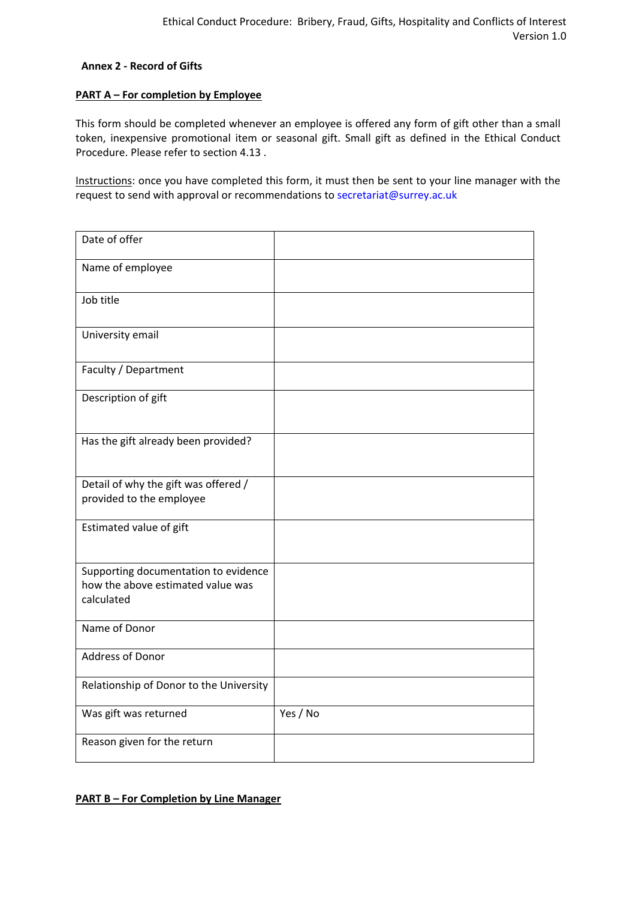**Annex 2 - Record of Gifts**

**PART A – For completion by Employee**

This form should be completed whenever an employee is offered any form of gift other than a small token, inexpensive promotional item or seasonal gift. Small gift as defined in the Ethical Conduct Procedure. Please refer to section 4.13 .

Instructions: once you have completed this form, it must then be sent to your line manager with the request to send with approval or recommendations to secretariat@surrey.ac.uk

| | |
|---|---|
| Date of offer | |
| Name of employee | |
| Job title | |
| University email | |
| Faculty / Department | |
| Description of gift | |
| Has the gift already been provided? | |
| Detail of why the gift was offered / provided to the employee | |
| Estimated value of gift | |
| Supporting documentation to evidence how the above estimated value was calculated | |
| Name of Donor | |
| Address of Donor | |
| Relationship of Donor to the University | |
| Was gift was returned | Yes / No |
| Reason given for the return | |

**PART B – For Completion by Line Manager**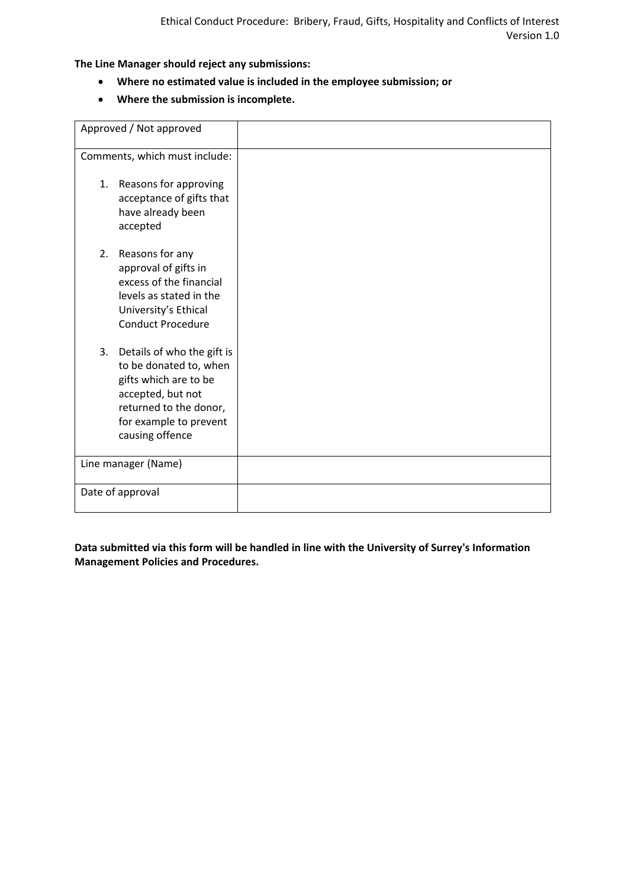**The Line Manager should reject any submissions:**

- **Where no estimated value is included in the employee submission; or**
- **Where the submission is incomplete.**

| Approved / Not approved | |
|---|---|
| Comments, which must include:<br><br>1. Reasons for approving acceptance of gifts that have already been accepted<br><br>2. Reasons for any approval of gifts in excess of the financial levels as stated in the University's Ethical Conduct Procedure<br><br>3. Details of who the gift is to be donated to, when gifts which are to be accepted, but not returned to the donor, for example to prevent causing offence | |
| Line manager (Name) | |
| Date of approval | |

**Data submitted via this form will be handled in line with the University of Surrey's Information Management Policies and Procedures.**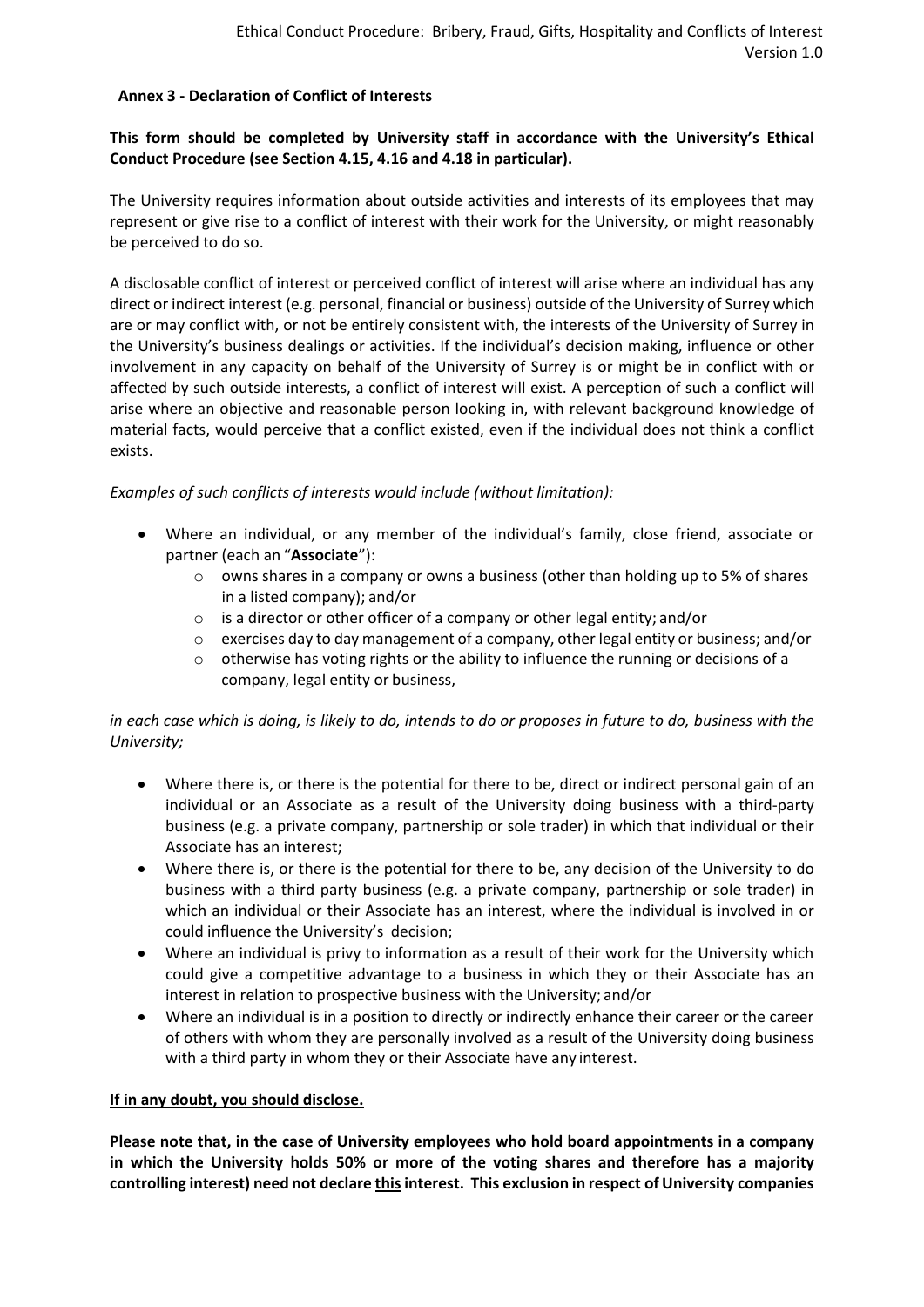## Annex 3 - Declaration of Conflict of Interests

**This form should be completed by University staff in accordance with the University's Ethical Conduct Procedure (see Section 4.15, 4.16 and 4.18 in particular).**

The University requires information about outside activities and interests of its employees that may represent or give rise to a conflict of interest with their work for the University, or might reasonably be perceived to do so.

A disclosable conflict of interest or perceived conflict of interest will arise where an individual has any direct or indirect interest (e.g. personal, financial or business) outside of the University of Surrey which are or may conflict with, or not be entirely consistent with, the interests of the University of Surrey in the University's business dealings or activities. If the individual's decision making, influence or other involvement in any capacity on behalf of the University of Surrey is or might be in conflict with or affected by such outside interests, a conflict of interest will exist. A perception of such a conflict will arise where an objective and reasonable person looking in, with relevant background knowledge of material facts, would perceive that a conflict existed, even if the individual does not think a conflict exists.

*Examples of such conflicts of interests would include (without limitation):*

- Where an individual, or any member of the individual's family, close friend, associate or partner (each an "**Associate**"):
  - owns shares in a company or owns a business (other than holding up to 5% of shares in a listed company); and/or
  - is a director or other officer of a company or other legal entity; and/or
  - exercises day to day management of a company, other legal entity or business; and/or
  - otherwise has voting rights or the ability to influence the running or decisions of a company, legal entity or business,

*in each case which is doing, is likely to do, intends to do or proposes in future to do, business with the University;*

- Where there is, or there is the potential for there to be, direct or indirect personal gain of an individual or an Associate as a result of the University doing business with a third-party business (e.g. a private company, partnership or sole trader) in which that individual or their Associate has an interest;
- Where there is, or there is the potential for there to be, any decision of the University to do business with a third party business (e.g. a private company, partnership or sole trader) in which an individual or their Associate has an interest, where the individual is involved in or could influence the University's decision;
- Where an individual is privy to information as a result of their work for the University which could give a competitive advantage to a business in which they or their Associate has an interest in relation to prospective business with the University; and/or
- Where an individual is in a position to directly or indirectly enhance their career or the career of others with whom they are personally involved as a result of the University doing business with a third party in whom they or their Associate have any interest.

**<u>If in any doubt, you should disclose.</u>**

**Please note that, in the case of University employees who hold board appointments in a company in which the University holds 50% or more of the voting shares and therefore has a majority controlling interest) need not declare <u>this</u> interest. This exclusion in respect of University companies**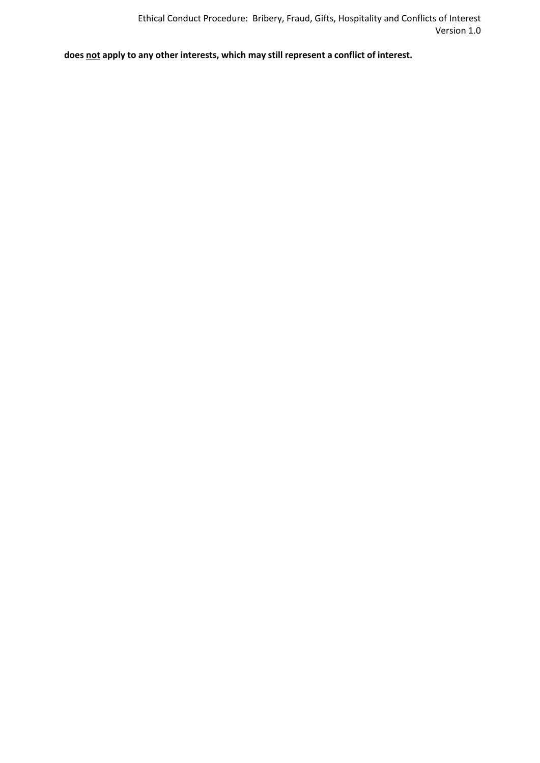**does <u>not</u> apply to any other interests, which may still represent a conflict of interest.**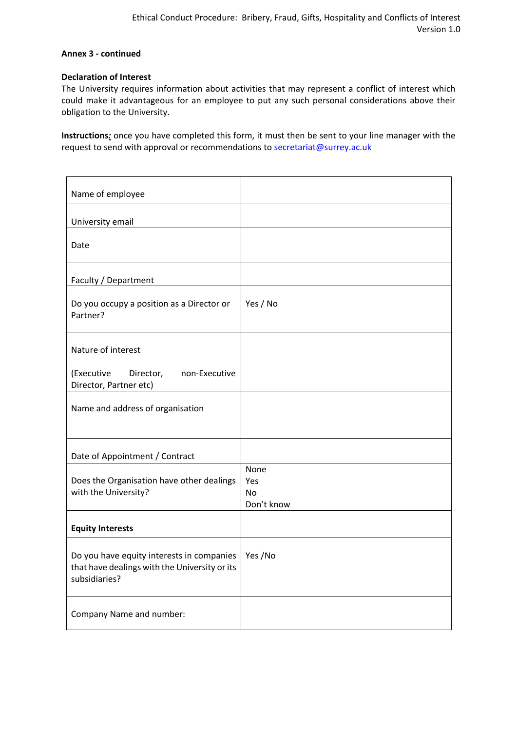**Annex 3 - continued**

**Declaration of Interest**

The University requires information about activities that may represent a conflict of interest which could make it advantageous for an employee to put any such personal considerations above their obligation to the University.

**Instructions:** once you have completed this form, it must then be sent to your line manager with the request to send with approval or recommendations to secretariat@surrey.ac.uk

| | |
|---|---|
| Name of employee | |
| University email | |
| Date | |
| Faculty / Department | |
| Do you occupy a position as a Director or Partner? | Yes / No |
| Nature of interest<br><br>(Executive Director, non-Executive Director, Partner etc) | |
| Name and address of organisation | |
| Date of Appointment / Contract | |
| Does the Organisation have other dealings with the University? | None<br>Yes<br>No<br>Don't know |
| **Equity Interests** | |
| Do you have equity interests in companies that have dealings with the University or its subsidiaries? | Yes /No |
| Company Name and number: | |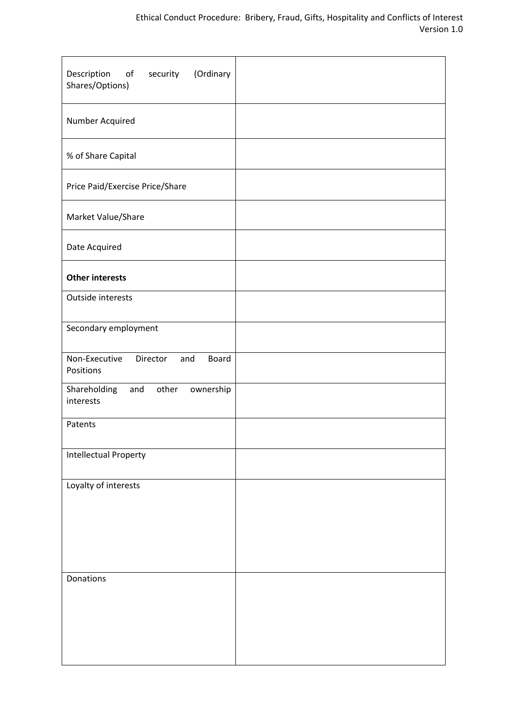| Description of security (Ordinary Shares/Options) | |
|---|---|
| Number Acquired | |
| % of Share Capital | |
| Price Paid/Exercise Price/Share | |
| Market Value/Share | |
| Date Acquired | |
| **Other interests** | |
| Outside interests | |
| Secondary employment | |
| Non-Executive Director and Board Positions | |
| Shareholding and other ownership interests | |
| Patents | |
| Intellectual Property | |
| Loyalty of interests | |
| Donations | |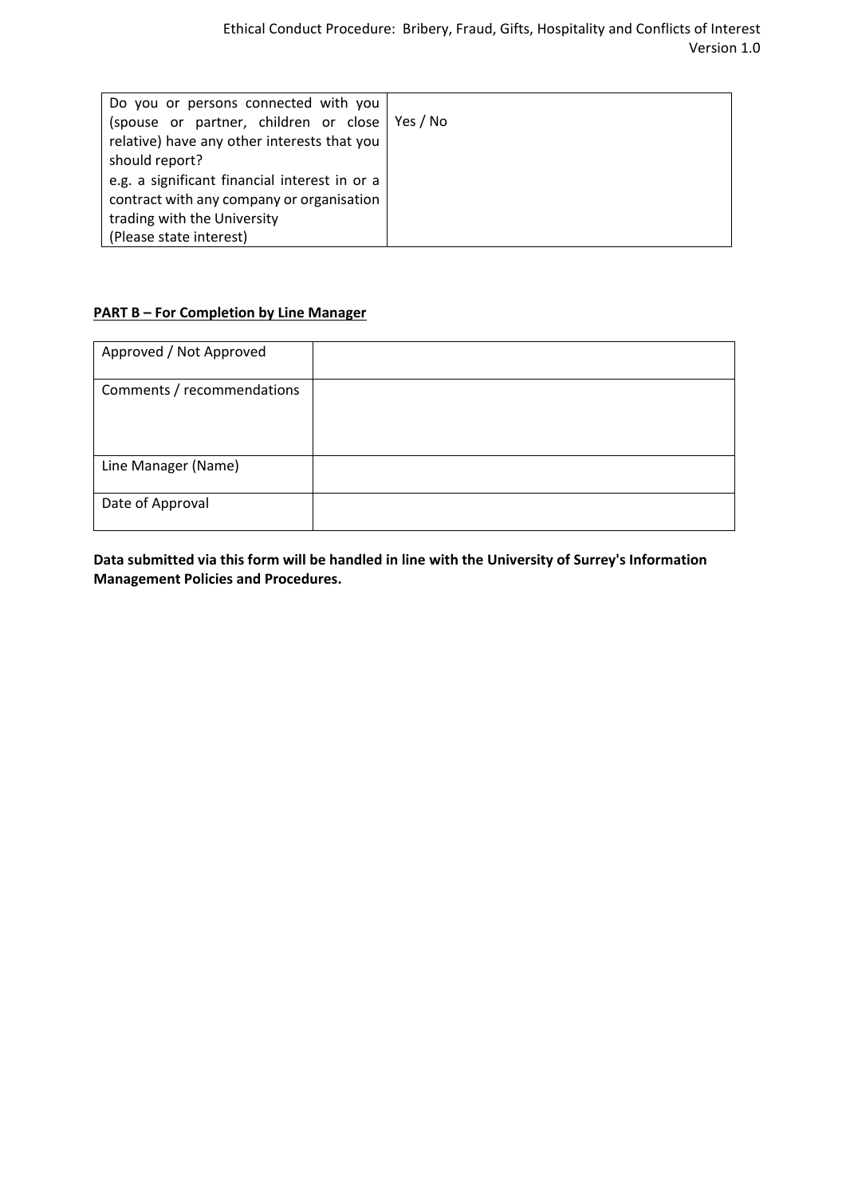| | |
|---|---|
| Do you or persons connected with you (spouse or partner, children or close relative) have any other interests that you should report?<br>e.g. a significant financial interest in or a contract with any company or organisation trading with the University<br>(Please state interest) | Yes / No |

**PART B – For Completion by Line Manager**

| | |
|---|---|
| Approved / Not Approved | |
| Comments / recommendations | |
| Line Manager (Name) | |
| Date of Approval | |

**Data submitted via this form will be handled in line with the University of Surrey's Information Management Policies and Procedures.**